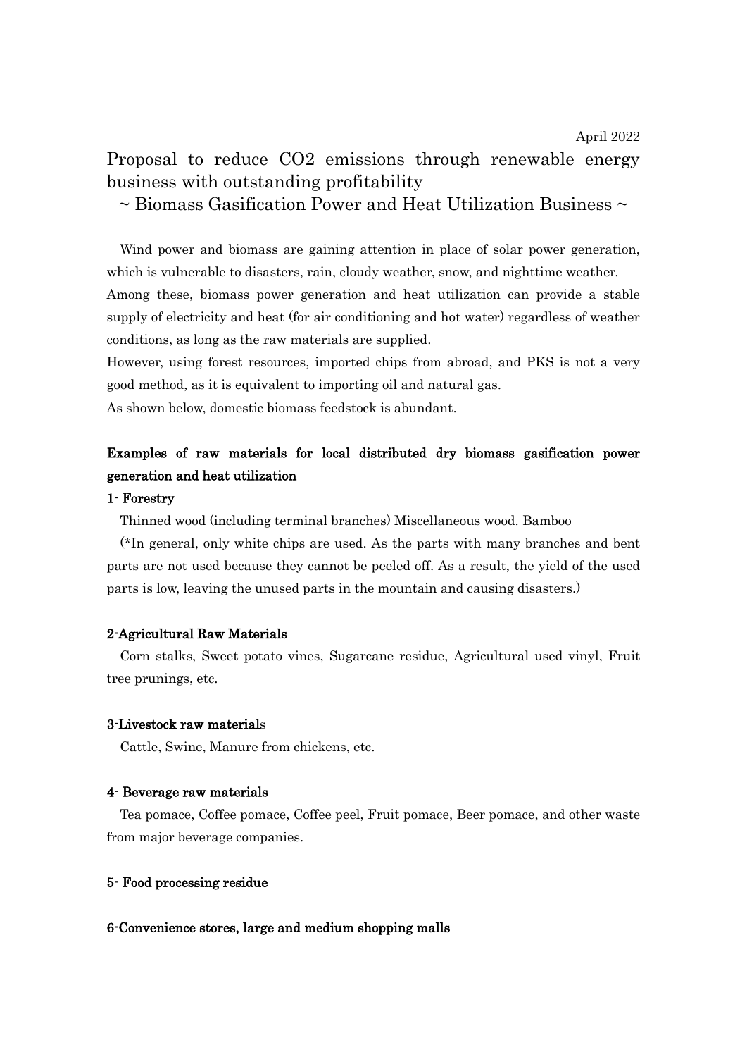April 2022

# Proposal to reduce $CO_2$ emissions through renewable energy business with outstanding profitability

## ~ Biomass Gasification Power and Heat Utilization Business ~

Wind power and biomass are gaining attention in place of solar power generation, which is vulnerable to disasters, rain, cloudy weather, snow, and nighttime weather.
Among these, biomass power generation and heat utilization can provide a stable supply of electricity and heat (for air conditioning and hot water) regardless of weather conditions, as long as the raw materials are supplied.
However, using forest resources, imported chips from abroad, and PKS is not a very good method, as it is equivalent to importing oil and natural gas.
As shown below, domestic biomass feedstock is abundant.

**Examples of raw materials for local distributed dry biomass gasification power generation and heat utilization**

**1- Forestry**

Thinned wood (including terminal branches) Miscellaneous wood. Bamboo

(*In general, only white chips are used. As the parts with many branches and bent parts are not used because they cannot be peeled off. As a result, the yield of the used parts is low, leaving the unused parts in the mountain and causing disasters.)

**2-Agricultural Raw Materials**

Corn stalks, Sweet potato vines, Sugarcane residue, Agricultural used vinyl, Fruit tree prunings, etc.

**3-Livestock raw materials**

Cattle, Swine, Manure from chickens, etc.

**4- Beverage raw materials**

Tea pomace, Coffee pomace, Coffee peel, Fruit pomace, Beer pomace, and other waste from major beverage companies.

**5- Food processing residue**

**6-Convenience stores, large and medium shopping malls**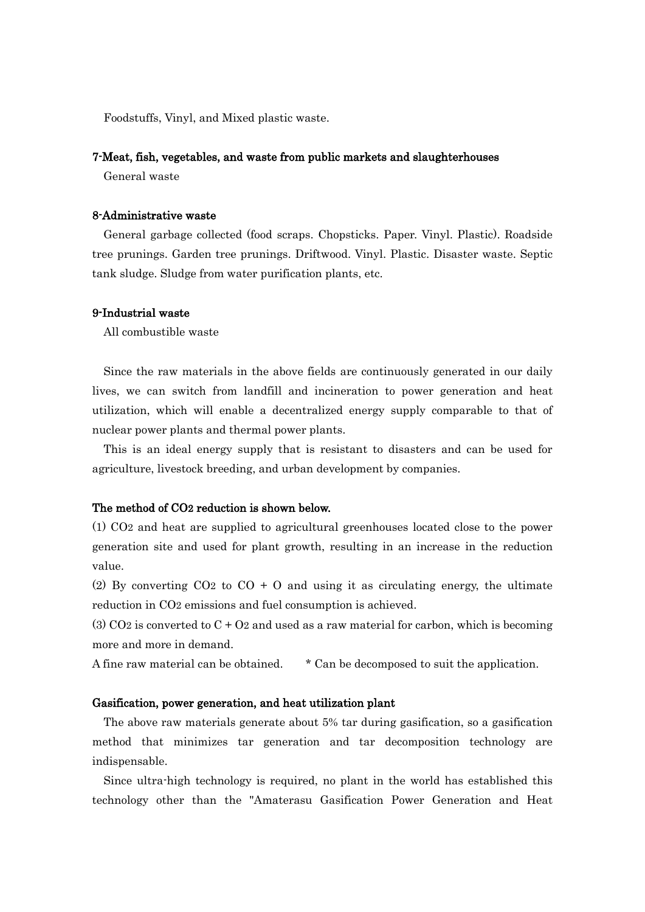Foodstuffs, Vinyl, and Mixed plastic waste.

### 7-Meat, fish, vegetables, and waste from public markets and slaughterhouses

General waste

### 8-Administrative waste

General garbage collected (food scraps. Chopsticks. Paper. Vinyl. Plastic). Roadside tree prunings. Garden tree prunings. Driftwood. Vinyl. Plastic. Disaster waste. Septic tank sludge. Sludge from water purification plants, etc.

### 9-Industrial waste

All combustible waste

Since the raw materials in the above fields are continuously generated in our daily lives, we can switch from landfill and incineration to power generation and heat utilization, which will enable a decentralized energy supply comparable to that of nuclear power plants and thermal power plants.

This is an ideal energy supply that is resistant to disasters and can be used for agriculture, livestock breeding, and urban development by companies.

### The method of $CO_2$ reduction is shown below.

(1) $CO_2$ and heat are supplied to agricultural greenhouses located close to the power generation site and used for plant growth, resulting in an increase in the reduction value.

(2) By converting $CO_2$ to $CO + O$ and using it as circulating energy, the ultimate reduction in $CO_2$ emissions and fuel consumption is achieved.

(3) $CO_2$ is converted to $C + O_2$ and used as a raw material for carbon, which is becoming more and more in demand.

A fine raw material can be obtained. * Can be decomposed to suit the application.

### Gasification, power generation, and heat utilization plant

The above raw materials generate about 5% tar during gasification, so a gasification method that minimizes tar generation and tar decomposition technology are indispensable.

Since ultra-high technology is required, no plant in the world has established this technology other than the "Amaterasu Gasification Power Generation and Heat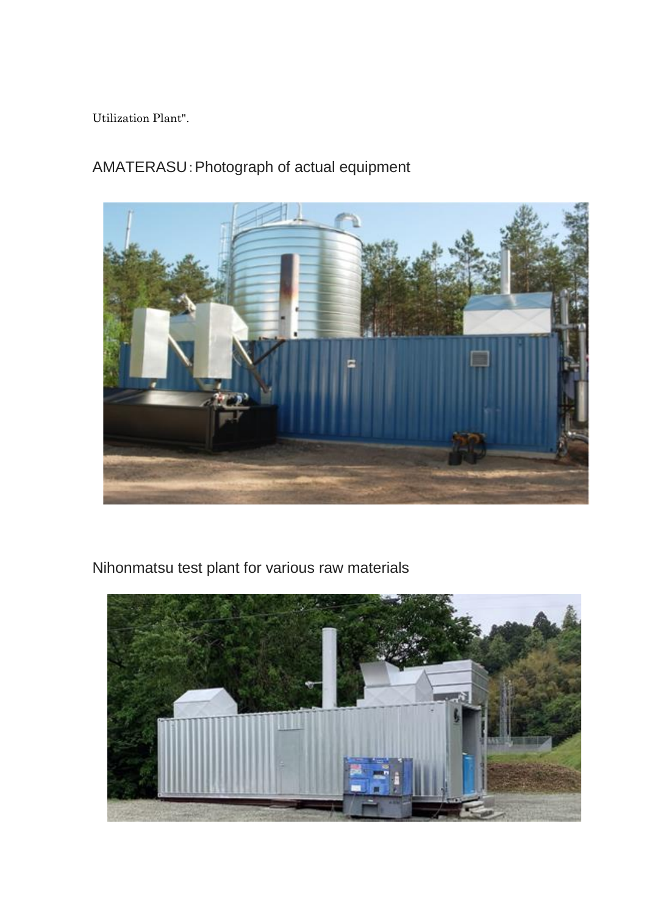Utilization Plant".

AMATERASU：Photograph of actual equipment

Nihonmatsu test plant for various raw materials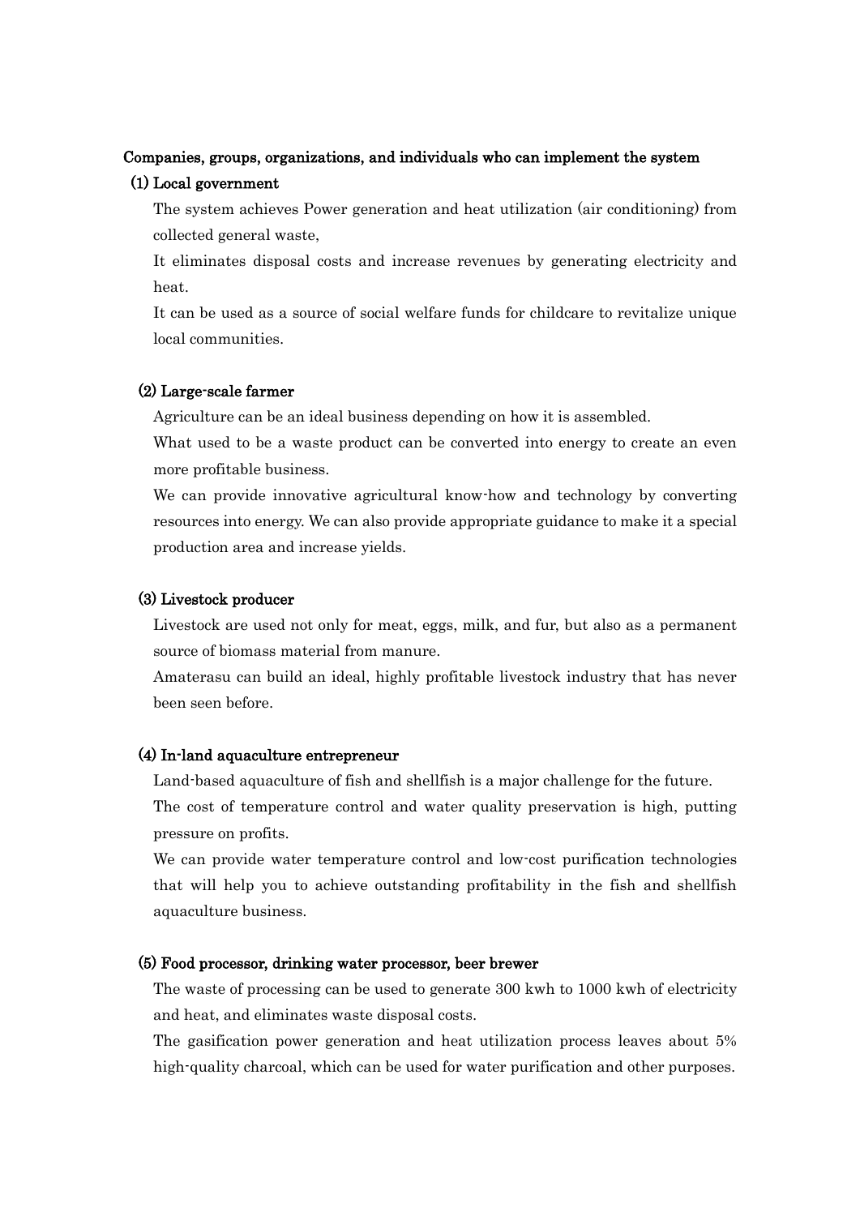**Companies, groups, organizations, and individuals who can implement the system**

**(1) Local government**

The system achieves Power generation and heat utilization (air conditioning) from collected general waste,

It eliminates disposal costs and increase revenues by generating electricity and heat.

It can be used as a source of social welfare funds for childcare to revitalize unique local communities.

**(2) Large-scale farmer**

Agriculture can be an ideal business depending on how it is assembled.

What used to be a waste product can be converted into energy to create an even more profitable business.

We can provide innovative agricultural know-how and technology by converting resources into energy. We can also provide appropriate guidance to make it a special production area and increase yields.

**(3) Livestock producer**

Livestock are used not only for meat, eggs, milk, and fur, but also as a permanent source of biomass material from manure.

Amaterasu can build an ideal, highly profitable livestock industry that has never been seen before.

**(4) In-land aquaculture entrepreneur**

Land-based aquaculture of fish and shellfish is a major challenge for the future.

The cost of temperature control and water quality preservation is high, putting pressure on profits.

We can provide water temperature control and low-cost purification technologies that will help you to achieve outstanding profitability in the fish and shellfish aquaculture business.

**(5) Food processor, drinking water processor, beer brewer**

The waste of processing can be used to generate 300 kwh to 1000 kwh of electricity and heat, and eliminates waste disposal costs.

The gasification power generation and heat utilization process leaves about 5% high-quality charcoal, which can be used for water purification and other purposes.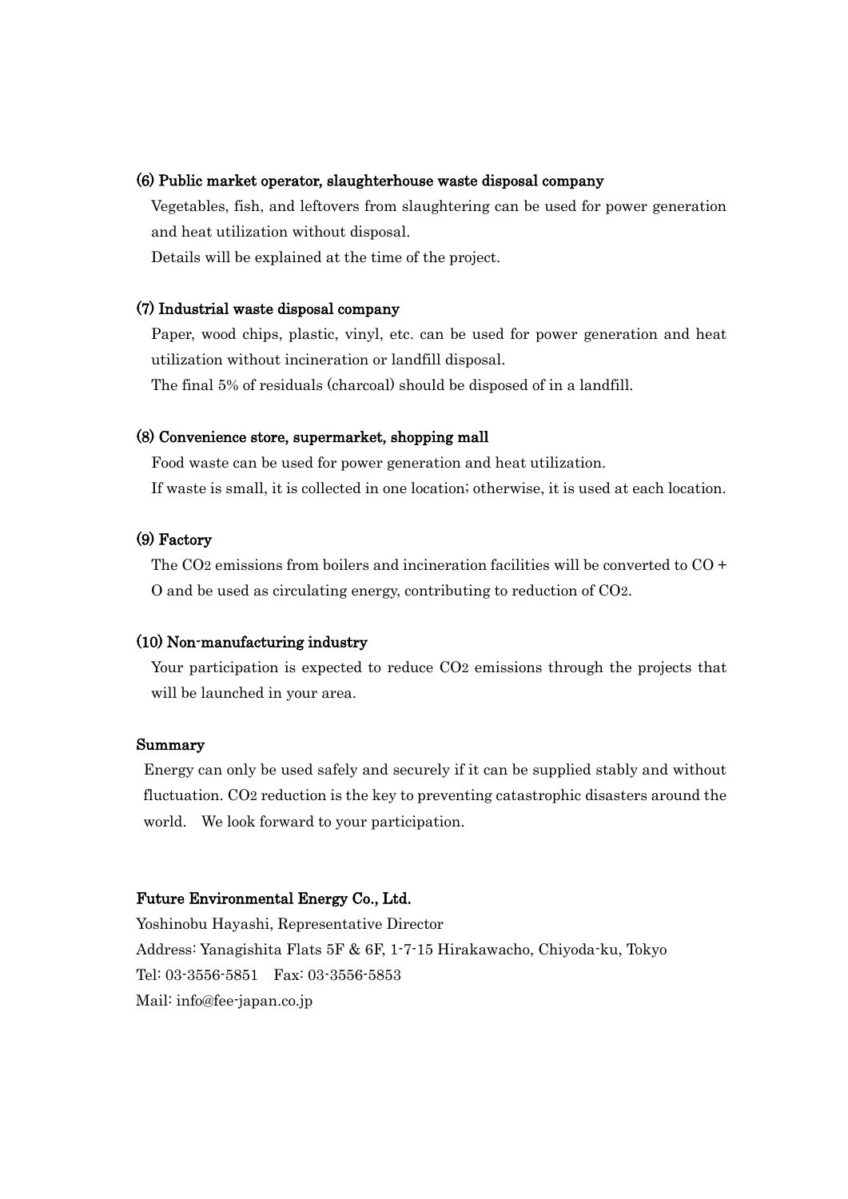**(6) Public market operator, slaughterhouse waste disposal company**

Vegetables, fish, and leftovers from slaughtering can be used for power generation and heat utilization without disposal.

Details will be explained at the time of the project.

**(7) Industrial waste disposal company**

Paper, wood chips, plastic, vinyl, etc. can be used for power generation and heat utilization without incineration or landfill disposal.

The final 5% of residuals (charcoal) should be disposed of in a landfill.

**(8) Convenience store, supermarket, shopping mall**

Food waste can be used for power generation and heat utilization.

If waste is small, it is collected in one location; otherwise, it is used at each location.

**(9) Factory**

The $CO_2$ emissions from boilers and incineration facilities will be converted to CO + O and be used as circulating energy, contributing to reduction of $CO_2$.

**(10) Non-manufacturing industry**

Your participation is expected to reduce $CO_2$ emissions through the projects that will be launched in your area.

**Summary**

Energy can only be used safely and securely if it can be supplied stably and without fluctuation. $CO_2$ reduction is the key to preventing catastrophic disasters around the world.　We look forward to your participation.

**Future Environmental Energy Co., Ltd.**

Yoshinobu Hayashi, Representative Director

Address: Yanagishita Flats 5F & 6F, 1-7-15 Hirakawacho, Chiyoda-ku, Tokyo

Tel: 03-3556-5851　Fax: 03-3556-5853

Mail: info@fee-japan.co.jp